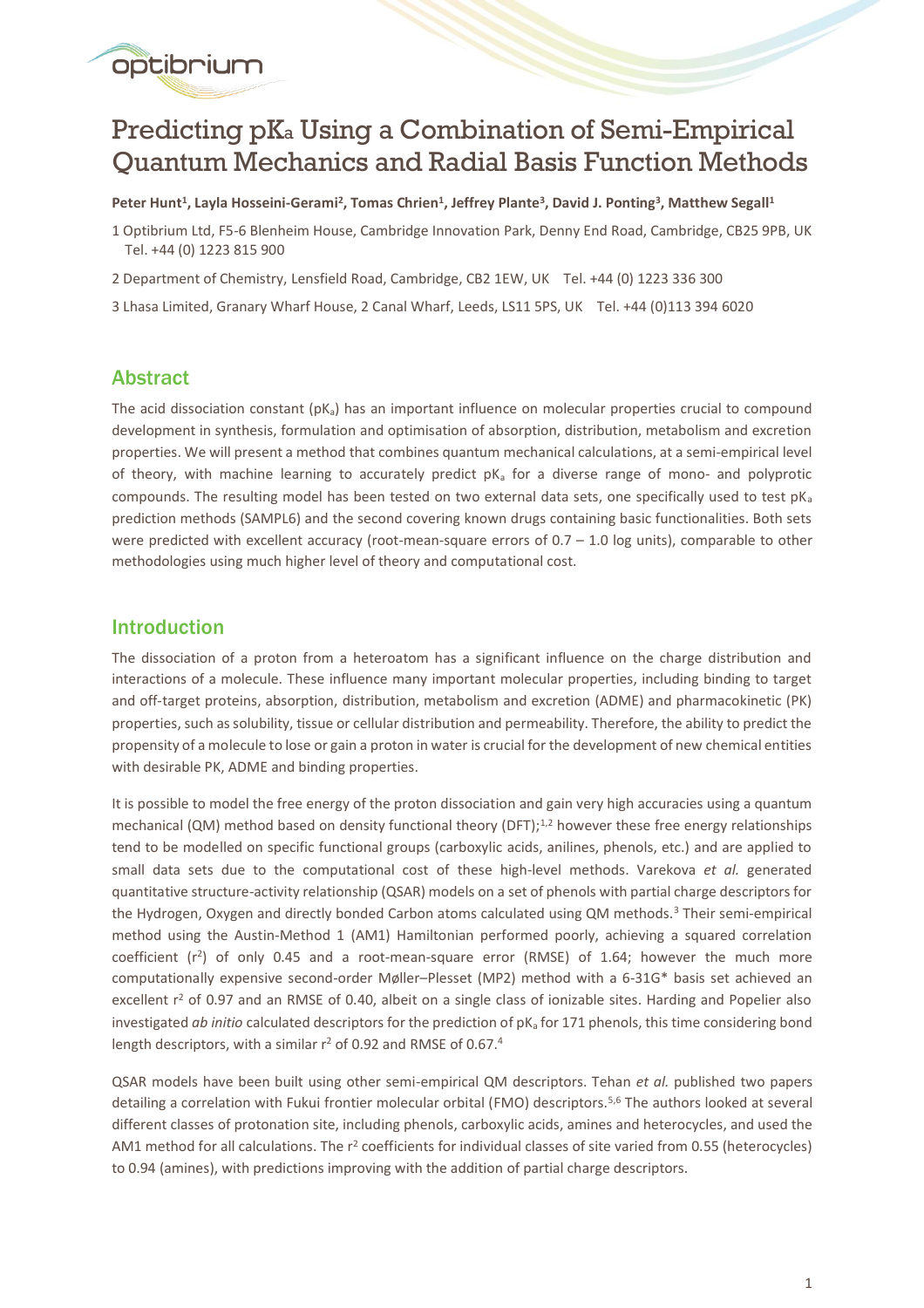# Predicting $pK_a$ Using a Combination of Semi-Empirical Quantum Mechanics and Radial Basis Function Methods

**Peter Hunt[1], Layla Hosseini-Gerami[2], Tomas Chrien[1], Jeffrey Plante[3], David J. Ponting[3], Matthew Segall[1]**

1 Optibrium Ltd, F5-6 Blenheim House, Cambridge Innovation Park, Denny End Road, Cambridge, CB25 9PB, UK Tel. +44 (0) 1223 815 900

2 Department of Chemistry, Lensfield Road, Cambridge, CB2 1EW, UK Tel. +44 (0) 1223 336 300

3 Lhasa Limited, Granary Wharf House, 2 Canal Wharf, Leeds, LS11 5PS, UK Tel. +44 (0)113 394 6020

## Abstract

The acid dissociation constant ($pK_a$) has an important influence on molecular properties crucial to compound development in synthesis, formulation and optimisation of absorption, distribution, metabolism and excretion properties. We will present a method that combines quantum mechanical calculations, at a semi-empirical level of theory, with machine learning to accurately predict $pK_a$ for a diverse range of mono- and polyprotic compounds. The resulting model has been tested on two external data sets, one specifically used to test $pK_a$ prediction methods (SAMPL6) and the second covering known drugs containing basic functionalities. Both sets were predicted with excellent accuracy (root-mean-square errors of 0.7 – 1.0 log units), comparable to other methodologies using much higher level of theory and computational cost.

## Introduction

The dissociation of a proton from a heteroatom has a significant influence on the charge distribution and interactions of a molecule. These influence many important molecular properties, including binding to target and off-target proteins, absorption, distribution, metabolism and excretion (ADME) and pharmacokinetic (PK) properties, such as solubility, tissue or cellular distribution and permeability. Therefore, the ability to predict the propensity of a molecule to lose or gain a proton in water is crucial for the development of new chemical entities with desirable PK, ADME and binding properties.

It is possible to model the free energy of the proton dissociation and gain very high accuracies using a quantum mechanical (QM) method based on density functional theory (DFT);[1,2] however these free energy relationships tend to be modelled on specific functional groups (carboxylic acids, anilines, phenols, etc.) and are applied to small data sets due to the computational cost of these high-level methods. Varekova *et al.* generated quantitative structure-activity relationship (QSAR) models on a set of phenols with partial charge descriptors for the Hydrogen, Oxygen and directly bonded Carbon atoms calculated using QM methods.[3] Their semi-empirical method using the Austin-Method 1 (AM1) Hamiltonian performed poorly, achieving a squared correlation coefficient ($r^2$) of only 0.45 and a root-mean-square error (RMSE) of 1.64; however the much more computationally expensive second-order Møller–Plesset (MP2) method with a 6-31G* basis set achieved an excellent $r^2$ of 0.97 and an RMSE of 0.40, albeit on a single class of ionizable sites. Harding and Popelier also investigated *ab initio* calculated descriptors for the prediction of $pK_a$ for 171 phenols, this time considering bond length descriptors, with a similar $r^2$ of 0.92 and RMSE of 0.67.[4]

QSAR models have been built using other semi-empirical QM descriptors. Tehan *et al.* published two papers detailing a correlation with Fukui frontier molecular orbital (FMO) descriptors.[5,6] The authors looked at several different classes of protonation site, including phenols, carboxylic acids, amines and heterocycles, and used the AM1 method for all calculations. The $r^2$ coefficients for individual classes of site varied from 0.55 (heterocycles) to 0.94 (amines), with predictions improving with the addition of partial charge descriptors.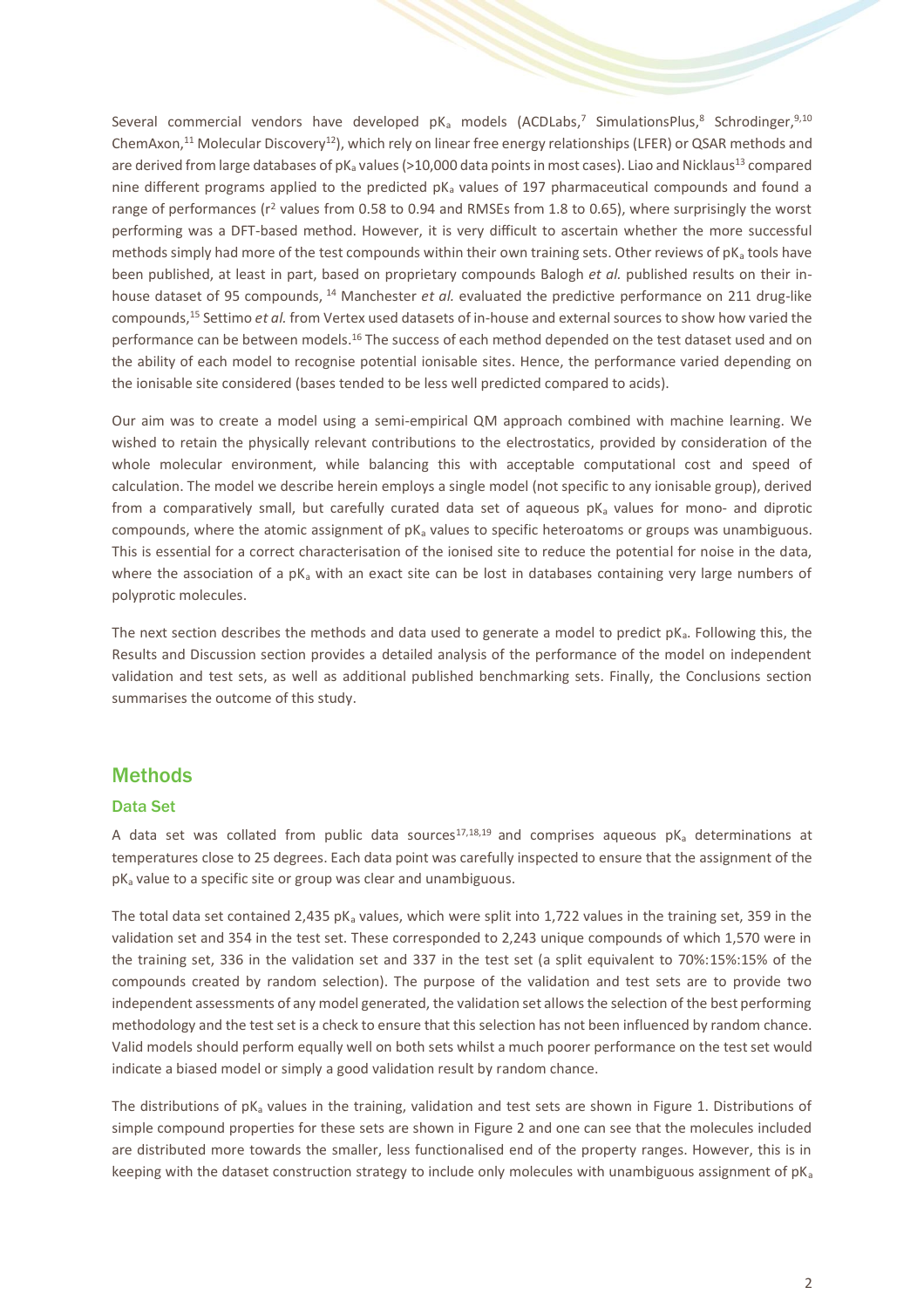Several commercial vendors have developed $pK_a$ models (ACDLabs,[7] SimulationsPlus,[8] Schrodinger,[9,10] ChemAxon,[11] Molecular Discovery[12]), which rely on linear free energy relationships (LFER) or QSAR methods and are derived from large databases of $pK_a$ values (>10,000 data points in most cases). Liao and Nicklaus[13] compared nine different programs applied to the predicted $pK_a$ values of 197 pharmaceutical compounds and found a range of performances ($r^2$ values from 0.58 to 0.94 and RMSEs from 1.8 to 0.65), where surprisingly the worst performing was a DFT-based method. However, it is very difficult to ascertain whether the more successful methods simply had more of the test compounds within their own training sets. Other reviews of $pK_a$ tools have been published, at least in part, based on proprietary compounds Balogh *et al.* published results on their in-house dataset of 95 compounds, [14] Manchester *et al.* evaluated the predictive performance on 211 drug-like compounds,[15] Settimo *et al.* from Vertex used datasets of in-house and external sources to show how varied the performance can be between models.[16] The success of each method depended on the test dataset used and on the ability of each model to recognise potential ionisable sites. Hence, the performance varied depending on the ionisable site considered (bases tended to be less well predicted compared to acids).

Our aim was to create a model using a semi-empirical QM approach combined with machine learning. We wished to retain the physically relevant contributions to the electrostatics, provided by consideration of the whole molecular environment, while balancing this with acceptable computational cost and speed of calculation. The model we describe herein employs a single model (not specific to any ionisable group), derived from a comparatively small, but carefully curated data set of aqueous $pK_a$ values for mono- and diprotic compounds, where the atomic assignment of $pK_a$ values to specific heteroatoms or groups was unambiguous. This is essential for a correct characterisation of the ionised site to reduce the potential for noise in the data, where the association of a $pK_a$ with an exact site can be lost in databases containing very large numbers of polyprotic molecules.

The next section describes the methods and data used to generate a model to predict $pK_a$. Following this, the Results and Discussion section provides a detailed analysis of the performance of the model on independent validation and test sets, as well as additional published benchmarking sets. Finally, the Conclusions section summarises the outcome of this study.

## Methods

### Data Set

A data set was collated from public data sources[17,18,19] and comprises aqueous $pK_a$ determinations at temperatures close to 25 degrees. Each data point was carefully inspected to ensure that the assignment of the $pK_a$ value to a specific site or group was clear and unambiguous.

The total data set contained 2,435 $pK_a$ values, which were split into 1,722 values in the training set, 359 in the validation set and 354 in the test set. These corresponded to 2,243 unique compounds of which 1,570 were in the training set, 336 in the validation set and 337 in the test set (a split equivalent to 70%:15%:15% of the compounds created by random selection). The purpose of the validation and test sets are to provide two independent assessments of any model generated, the validation set allows the selection of the best performing methodology and the test set is a check to ensure that this selection has not been influenced by random chance. Valid models should perform equally well on both sets whilst a much poorer performance on the test set would indicate a biased model or simply a good validation result by random chance.

The distributions of $pK_a$ values in the training, validation and test sets are shown in Figure 1. Distributions of simple compound properties for these sets are shown in Figure 2 and one can see that the molecules included are distributed more towards the smaller, less functionalised end of the property ranges. However, this is in keeping with the dataset construction strategy to include only molecules with unambiguous assignment of $pK_a$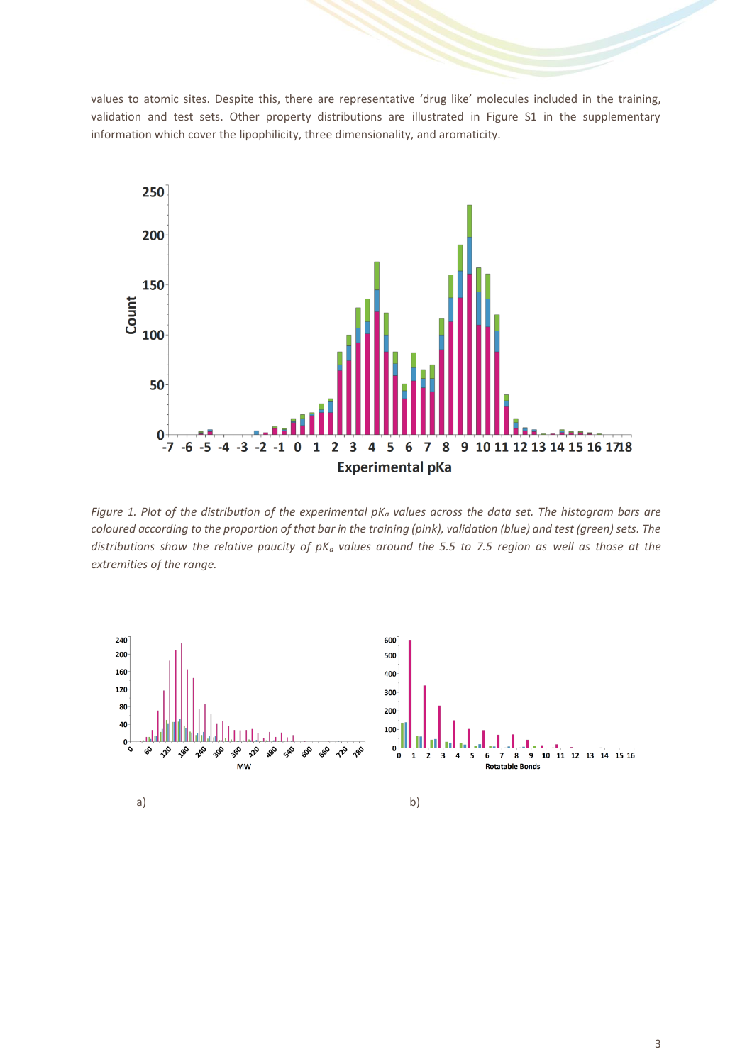values to atomic sites. Despite this, there are representative 'drug like' molecules included in the training, validation and test sets. Other property distributions are illustrated in Figure S1 in the supplementary information which cover the lipophilicity, three dimensionality, and aromaticity.

*Figure 1. Plot of the distribution of the experimental $pK_a$ values across the data set. The histogram bars are coloured according to the proportion of that bar in the training (pink), validation (blue) and test (green) sets. The distributions show the relative paucity of $pK_a$ values around the 5.5 to 7.5 region as well as those at the extremities of the range.*

a)

b)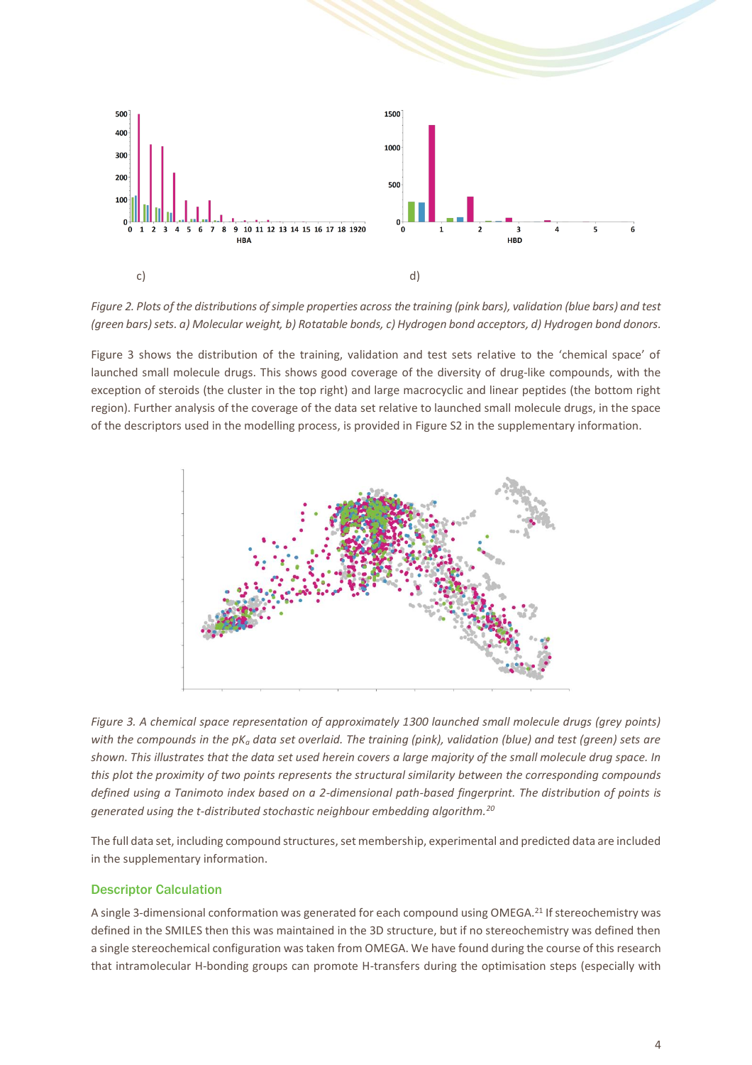c) d)

*Figure 2. Plots of the distributions of simple properties across the training (pink bars), validation (blue bars) and test (green bars) sets. a) Molecular weight, b) Rotatable bonds, c) Hydrogen bond acceptors, d) Hydrogen bond donors.*

Figure 3 shows the distribution of the training, validation and test sets relative to the 'chemical space' of launched small molecule drugs. This shows good coverage of the diversity of drug-like compounds, with the exception of steroids (the cluster in the top right) and large macrocyclic and linear peptides (the bottom right region). Further analysis of the coverage of the data set relative to launched small molecule drugs, in the space of the descriptors used in the modelling process, is provided in Figure S2 in the supplementary information.

*Figure 3. A chemical space representation of approximately 1300 launched small molecule drugs (grey points) with the compounds in the $pK_a$ data set overlaid. The training (pink), validation (blue) and test (green) sets are shown. This illustrates that the data set used herein covers a large majority of the small molecule drug space. In this plot the proximity of two points represents the structural similarity between the corresponding compounds defined using a Tanimoto index based on a 2-dimensional path-based fingerprint. The distribution of points is generated using the t-distributed stochastic neighbour embedding algorithm.[20]*

The full data set, including compound structures, set membership, experimental and predicted data are included in the supplementary information.

## Descriptor Calculation

A single 3-dimensional conformation was generated for each compound using OMEGA.[21] If stereochemistry was defined in the SMILES then this was maintained in the 3D structure, but if no stereochemistry was defined then a single stereochemical configuration was taken from OMEGA. We have found during the course of this research that intramolecular H-bonding groups can promote H-transfers during the optimisation steps (especially with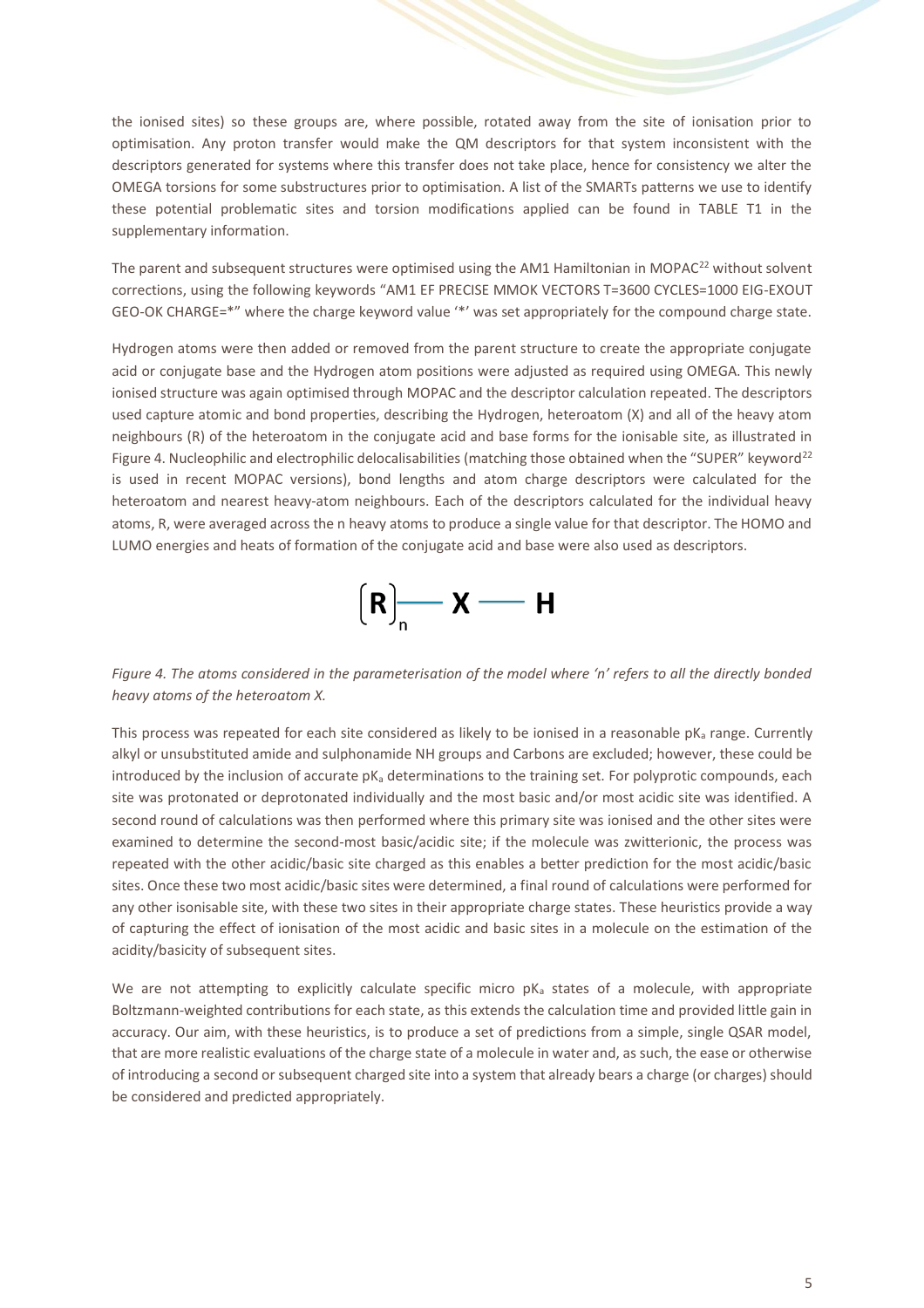the ionised sites) so these groups are, where possible, rotated away from the site of ionisation prior to optimisation. Any proton transfer would make the QM descriptors for that system inconsistent with the descriptors generated for systems where this transfer does not take place, hence for consistency we alter the OMEGA torsions for some substructures prior to optimisation. A list of the SMARTs patterns we use to identify these potential problematic sites and torsion modifications applied can be found in TABLE T1 in the supplementary information.

The parent and subsequent structures were optimised using the AM1 Hamiltonian in MOPAC[22] without solvent corrections, using the following keywords "AM1 EF PRECISE MMOK VECTORS T=3600 CYCLES=1000 EIG-EXOUT GEO-OK CHARGE=*" where the charge keyword value '*' was set appropriately for the compound charge state.

Hydrogen atoms were then added or removed from the parent structure to create the appropriate conjugate acid or conjugate base and the Hydrogen atom positions were adjusted as required using OMEGA. This newly ionised structure was again optimised through MOPAC and the descriptor calculation repeated. The descriptors used capture atomic and bond properties, describing the Hydrogen, heteroatom (X) and all of the heavy atom neighbours (R) of the heteroatom in the conjugate acid and base forms for the ionisable site, as illustrated in Figure 4. Nucleophilic and electrophilic delocalisabilities (matching those obtained when the "SUPER" keyword[22] is used in recent MOPAC versions), bond lengths and atom charge descriptors were calculated for the heteroatom and nearest heavy-atom neighbours. Each of the descriptors calculated for the individual heavy atoms, R, were averaged across the n heavy atoms to produce a single value for that descriptor. The HOMO and LUMO energies and heats of formation of the conjugate acid and base were also used as descriptors.

$$(\mathbf{R})_n \text{—} \mathbf{X} \text{—} \mathbf{H}$$

*Figure 4. The atoms considered in the parameterisation of the model where 'n' refers to all the directly bonded heavy atoms of the heteroatom X.*

This process was repeated for each site considered as likely to be ionised in a reasonable $pK_a$ range. Currently alkyl or unsubstituted amide and sulphonamide NH groups and Carbons are excluded; however, these could be introduced by the inclusion of accurate $pK_a$ determinations to the training set. For polyprotic compounds, each site was protonated or deprotonated individually and the most basic and/or most acidic site was identified. A second round of calculations was then performed where this primary site was ionised and the other sites were examined to determine the second-most basic/acidic site; if the molecule was zwitterionic, the process was repeated with the other acidic/basic site charged as this enables a better prediction for the most acidic/basic sites. Once these two most acidic/basic sites were determined, a final round of calculations were performed for any other isonisable site, with these two sites in their appropriate charge states. These heuristics provide a way of capturing the effect of ionisation of the most acidic and basic sites in a molecule on the estimation of the acidity/basicity of subsequent sites.

We are not attempting to explicitly calculate specific micro $pK_a$ states of a molecule, with appropriate Boltzmann-weighted contributions for each state, as this extends the calculation time and provided little gain in accuracy. Our aim, with these heuristics, is to produce a set of predictions from a simple, single QSAR model, that are more realistic evaluations of the charge state of a molecule in water and, as such, the ease or otherwise of introducing a second or subsequent charged site into a system that already bears a charge (or charges) should be considered and predicted appropriately.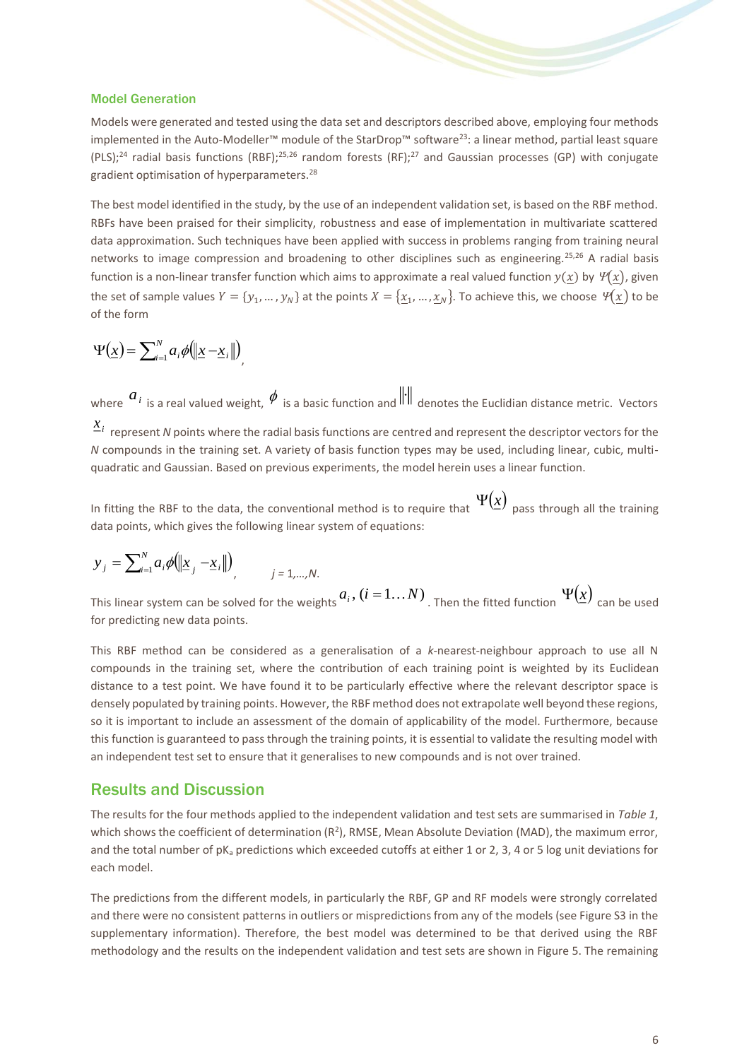### Model Generation

Models were generated and tested using the data set and descriptors described above, employing four methods implemented in the Auto-Modeller™ module of the StarDrop™ software[23]: a linear method, partial least square (PLS);[24] radial basis functions (RBF);[25,26] random forests (RF);[27] and Gaussian processes (GP) with conjugate gradient optimisation of hyperparameters.[28]

The best model identified in the study, by the use of an independent validation set, is based on the RBF method. RBFs have been praised for their simplicity, robustness and ease of implementation in multivariate scattered data approximation. Such techniques have been applied with success in problems ranging from training neural networks to image compression and broadening to other disciplines such as engineering.[25,26] A radial basis function is a non-linear transfer function which aims to approximate a real valued function $y(\underline{x})$ by $\Psi(\underline{x})$, given the set of sample values $Y = \{y_1, \ldots, y_N\}$ at the points $X = \{\underline{x}_1, \ldots, \underline{x}_N\}$. To achieve this, we choose $\Psi(\underline{x})$ to be of the form

$$\Psi(\underline{x}) = \sum_{i=1}^{N} a_i \phi(\|\underline{x} - \underline{x}_i\|),$$

where $a_i$ is a real valued weight, $\phi$ is a basic function and $\|\cdot\|$ denotes the Euclidian distance metric. Vectors $\underline{x}_i$ represent *N* points where the radial basis functions are centred and represent the descriptor vectors for the *N* compounds in the training set. A variety of basis function types may be used, including linear, cubic, multi-quadratic and Gaussian. Based on previous experiments, the model herein uses a linear function.

In fitting the RBF to the data, the conventional method is to require that $\Psi(\underline{x})$ pass through all the training data points, which gives the following linear system of equations:

$$y_j = \sum_{i=1}^{N} a_i \phi(\|\underline{x}_j - \underline{x}_i\|), \qquad j = 1,\ldots,N.$$

This linear system can be solved for the weights $a_i, (i = 1 \ldots N)$. Then the fitted function $\Psi(\underline{x})$ can be used for predicting new data points.

This RBF method can be considered as a generalisation of a *k*-nearest-neighbour approach to use all N compounds in the training set, where the contribution of each training point is weighted by its Euclidean distance to a test point. We have found it to be particularly effective where the relevant descriptor space is densely populated by training points. However, the RBF method does not extrapolate well beyond these regions, so it is important to include an assessment of the domain of applicability of the model. Furthermore, because this function is guaranteed to pass through the training points, it is essential to validate the resulting model with an independent test set to ensure that it generalises to new compounds and is not over trained.

## Results and Discussion

The results for the four methods applied to the independent validation and test sets are summarised in *Table 1*, which shows the coefficient of determination ($R^2$), RMSE, Mean Absolute Deviation (MAD), the maximum error, and the total number of $pK_a$ predictions which exceeded cutoffs at either 1 or 2, 3, 4 or 5 log unit deviations for each model.

The predictions from the different models, in particularly the RBF, GP and RF models were strongly correlated and there were no consistent patterns in outliers or mispredictions from any of the models (see Figure S3 in the supplementary information). Therefore, the best model was determined to be that derived using the RBF methodology and the results on the independent validation and test sets are shown in Figure 5. The remaining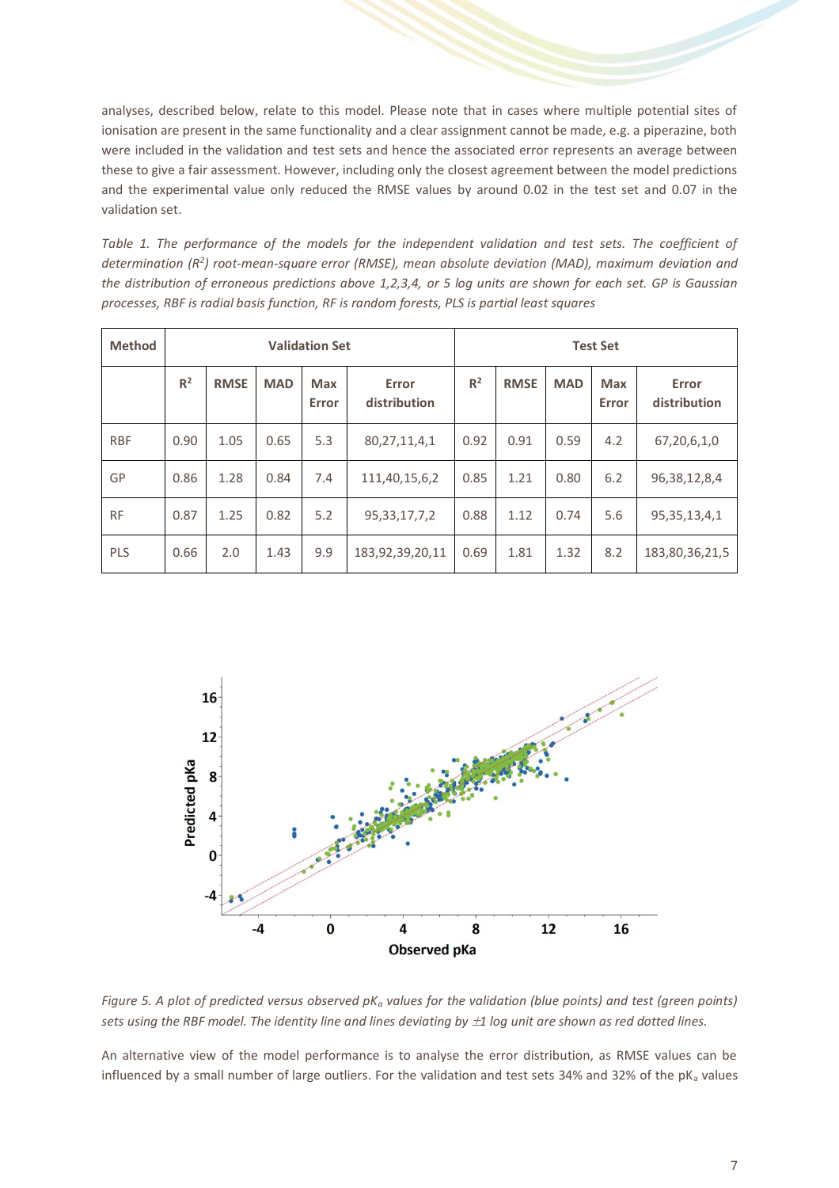analyses, described below, relate to this model. Please note that in cases where multiple potential sites of ionisation are present in the same functionality and a clear assignment cannot be made, e.g. a piperazine, both were included in the validation and test sets and hence the associated error represents an average between these to give a fair assessment. However, including only the closest agreement between the model predictions and the experimental value only reduced the RMSE values by around 0.02 in the test set and 0.07 in the validation set.

*Table 1. The performance of the models for the independent validation and test sets. The coefficient of determination ($R^2$) root-mean-square error (RMSE), mean absolute deviation (MAD), maximum deviation and the distribution of erroneous predictions above 1,2,3,4, or 5 log units are shown for each set. GP is Gaussian processes, RBF is radial basis function, RF is random forests, PLS is partial least squares*

| Method | Validation Set | | | | | Test Set | | | | |
|---|---|---|---|---|---|---|---|---|---|---|
| | $R^2$ | RMSE | MAD | Max Error | Error distribution | $R^2$ | RMSE | MAD | Max Error | Error distribution |
| RBF | 0.90 | 1.05 | 0.65 | 5.3 | 80,27,11,4,1 | 0.92 | 0.91 | 0.59 | 4.2 | 67,20,6,1,0 |
| GP | 0.86 | 1.28 | 0.84 | 7.4 | 111,40,15,6,2 | 0.85 | 1.21 | 0.80 | 6.2 | 96,38,12,8,4 |
| RF | 0.87 | 1.25 | 0.82 | 5.2 | 95,33,17,7,2 | 0.88 | 1.12 | 0.74 | 5.6 | 95,35,13,4,1 |
| PLS | 0.66 | 2.0 | 1.43 | 9.9 | 183,92,39,20,11 | 0.69 | 1.81 | 1.32 | 8.2 | 183,80,36,21,5 |

*Figure 5. A plot of predicted versus observed $pK_a$ values for the validation (blue points) and test (green points) sets using the RBF model. The identity line and lines deviating by ±1 log unit are shown as red dotted lines.*

An alternative view of the model performance is to analyse the error distribution, as RMSE values can be influenced by a small number of large outliers. For the validation and test sets 34% and 32% of the $pK_a$ values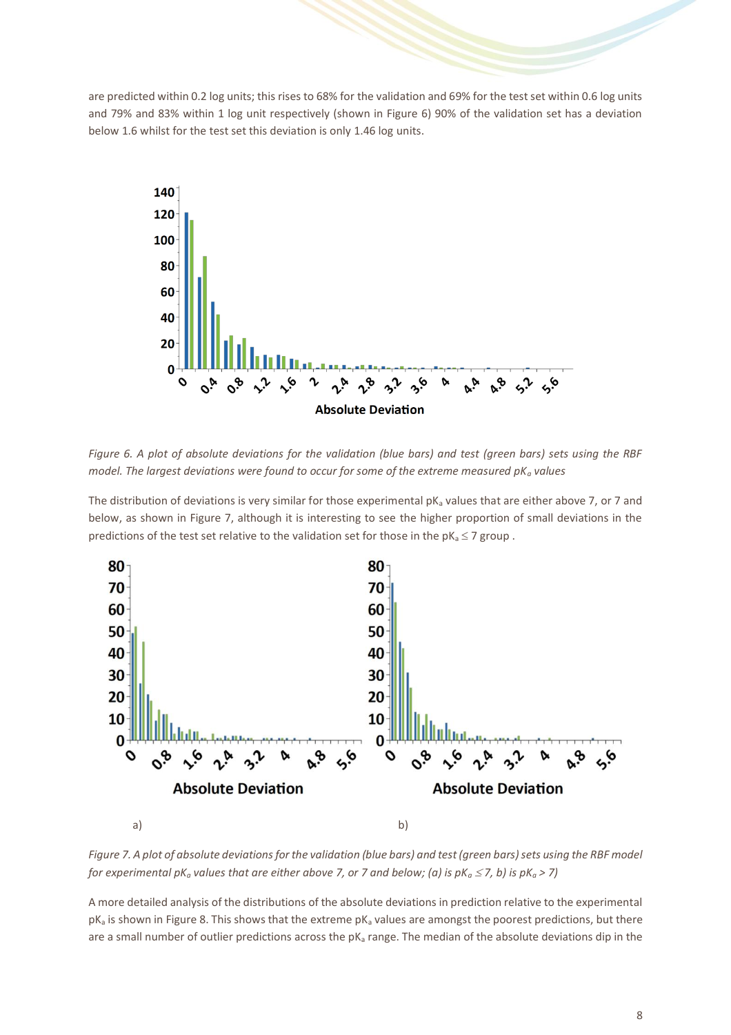are predicted within 0.2 log units; this rises to 68% for the validation and 69% for the test set within 0.6 log units and 79% and 83% within 1 log unit respectively (shown in Figure 6) 90% of the validation set has a deviation below 1.6 whilst for the test set this deviation is only 1.46 log units.

*Figure 6. A plot of absolute deviations for the validation (blue bars) and test (green bars) sets using the RBF model. The largest deviations were found to occur for some of the extreme measured $pK_a$ values*

The distribution of deviations is very similar for those experimental $pK_a$ values that are either above 7, or 7 and below, as shown in Figure 7, although it is interesting to see the higher proportion of small deviations in the predictions of the test set relative to the validation set for those in the $pK_a \leq 7$ group .

*Figure 7. A plot of absolute deviations for the validation (blue bars) and test (green bars) sets using the RBF model for experimental $pK_a$ values that are either above 7, or 7 and below; (a) is $pK_a \leq 7$, b) is $pK_a > 7$)*

A more detailed analysis of the distributions of the absolute deviations in prediction relative to the experimental $pK_a$ is shown in Figure 8. This shows that the extreme $pK_a$ values are amongst the poorest predictions, but there are a small number of outlier predictions across the $pK_a$ range. The median of the absolute deviations dip in the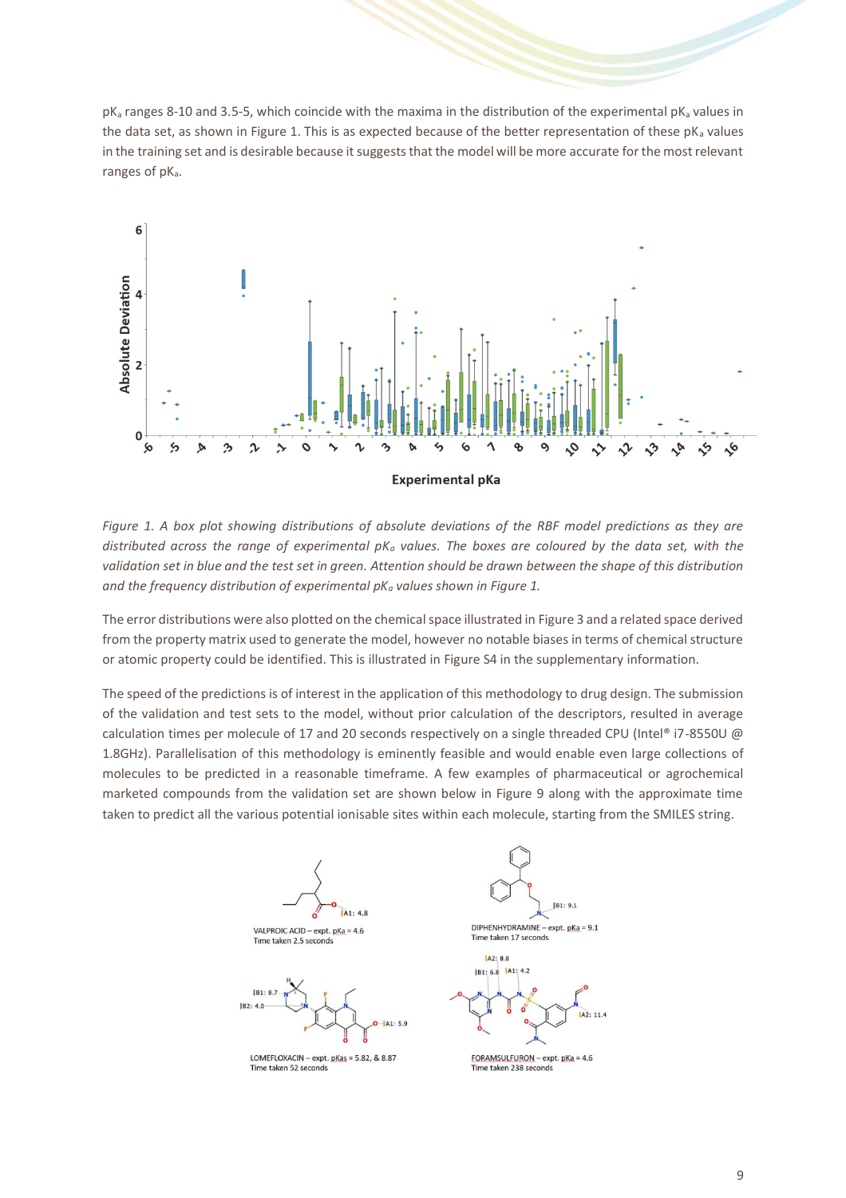$pK_a$ ranges 8-10 and 3.5-5, which coincide with the maxima in the distribution of the experimental $pK_a$ values in the data set, as shown in Figure 1. This is as expected because of the better representation of these $pK_a$ values in the training set and is desirable because it suggests that the model will be more accurate for the most relevant ranges of $pK_a$.

*Figure 1. A box plot showing distributions of absolute deviations of the RBF model predictions as they are distributed across the range of experimental $pK_a$ values. The boxes are coloured by the data set, with the validation set in blue and the test set in green. Attention should be drawn between the shape of this distribution and the frequency distribution of experimental $pK_a$ values shown in Figure 1.*

The error distributions were also plotted on the chemical space illustrated in Figure 3 and a related space derived from the property matrix used to generate the model, however no notable biases in terms of chemical structure or atomic property could be identified. This is illustrated in Figure S4 in the supplementary information.

The speed of the predictions is of interest in the application of this methodology to drug design. The submission of the validation and test sets to the model, without prior calculation of the descriptors, resulted in average calculation times per molecule of 17 and 20 seconds respectively on a single threaded CPU (Intel® i7-8550U @ 1.8GHz). Parallelisation of this methodology is eminently feasible and would enable even large collections of molecules to be predicted in a reasonable timeframe. A few examples of pharmaceutical or agrochemical marketed compounds from the validation set are shown below in Figure 9 along with the approximate time taken to predict all the various potential ionisable sites within each molecule, starting from the SMILES string.

VALPROIC ACID – expt. pKa = 4.6
Time taken 2.5 seconds

DIPHENHYDRAMINE – expt. pKa = 9.1
Time taken 17 seconds

LOMEFLOXACIN – expt. pKas = 5.82, & 8.87
Time taken 52 seconds

FORAMSULFURON – expt. pKa = 4.6
Time taken 238 seconds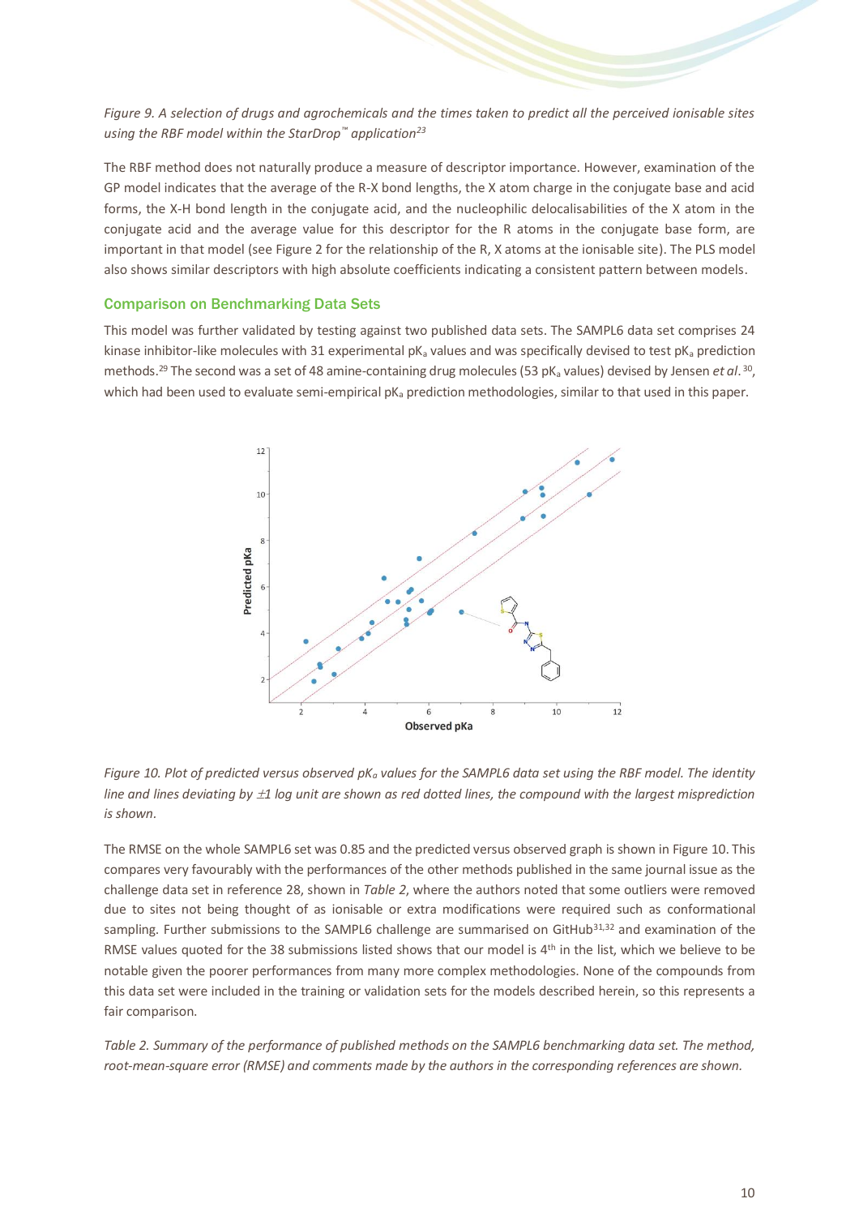*Figure 9. A selection of drugs and agrochemicals and the times taken to predict all the perceived ionisable sites using the RBF model within the StarDrop™ application[23]*

The RBF method does not naturally produce a measure of descriptor importance. However, examination of the GP model indicates that the average of the R-X bond lengths, the X atom charge in the conjugate base and acid forms, the X-H bond length in the conjugate acid, and the nucleophilic delocalisabilities of the X atom in the conjugate acid and the average value for this descriptor for the R atoms in the conjugate base form, are important in that model (see Figure 2 for the relationship of the R, X atoms at the ionisable site). The PLS model also shows similar descriptors with high absolute coefficients indicating a consistent pattern between models.

### Comparison on Benchmarking Data Sets

This model was further validated by testing against two published data sets. The SAMPL6 data set comprises 24 kinase inhibitor-like molecules with 31 experimental $pK_a$ values and was specifically devised to test $pK_a$ prediction methods.[29] The second was a set of 48 amine-containing drug molecules (53 $pK_a$ values) devised by Jensen *et al.*[30], which had been used to evaluate semi-empirical $pK_a$ prediction methodologies, similar to that used in this paper.

*Figure 10. Plot of predicted versus observed $pK_a$ values for the SAMPL6 data set using the RBF model. The identity line and lines deviating by ±1 log unit are shown as red dotted lines, the compound with the largest misprediction is shown.*

The RMSE on the whole SAMPL6 set was 0.85 and the predicted versus observed graph is shown in Figure 10. This compares very favourably with the performances of the other methods published in the same journal issue as the challenge data set in reference 28, shown in *Table 2*, where the authors noted that some outliers were removed due to sites not being thought of as ionisable or extra modifications were required such as conformational sampling. Further submissions to the SAMPL6 challenge are summarised on GitHub[31,32] and examination of the RMSE values quoted for the 38 submissions listed shows that our model is 4th in the list, which we believe to be notable given the poorer performances from many more complex methodologies. None of the compounds from this data set were included in the training or validation sets for the models described herein, so this represents a fair comparison.

*Table 2. Summary of the performance of published methods on the SAMPL6 benchmarking data set. The method, root-mean-square error (RMSE) and comments made by the authors in the corresponding references are shown.*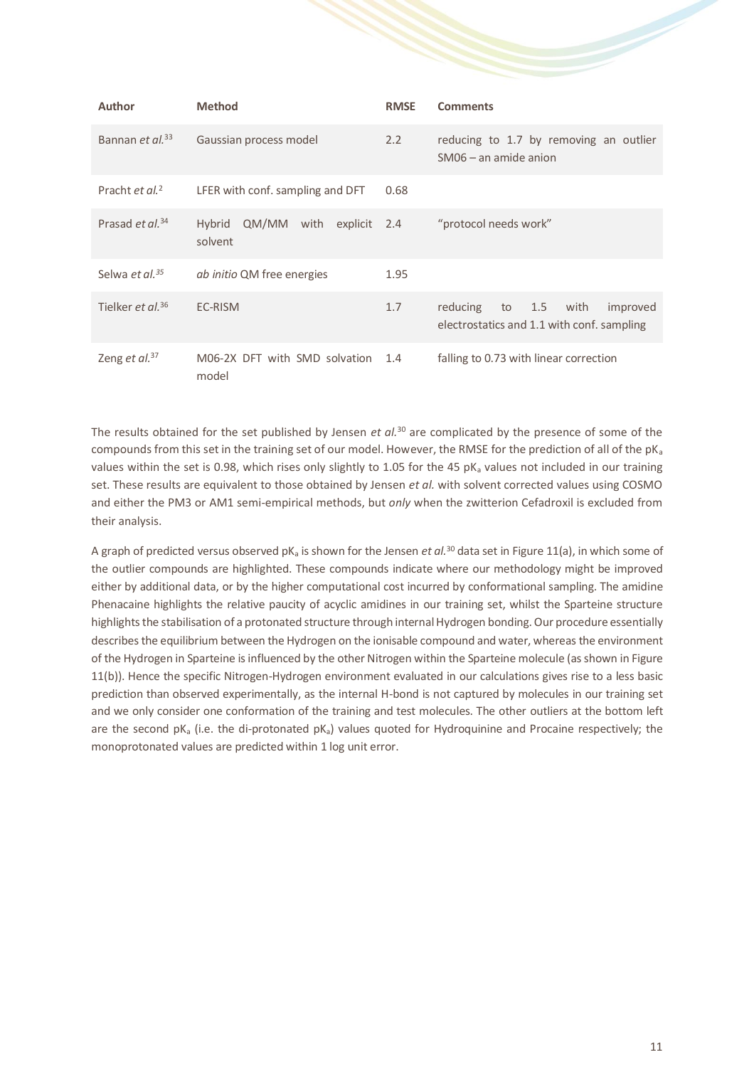| Author | Method | RMSE | Comments |
| --- | --- | --- | --- |
| Bannan *et al.*[33] | Gaussian process model | 2.2 | reducing to 1.7 by removing an outlier SM06 – an amide anion |
| Pracht *et al.*[2] | LFER with conf. sampling and DFT | 0.68 | |
| Prasad *et al.*[34] | Hybrid QM/MM with explicit solvent | 2.4 | "protocol needs work" |
| Selwa *et al.*[35] | *ab initio* QM free energies | 1.95 | |
| Tielker *et al.*[36] | EC-RISM | 1.7 | reducing to 1.5 with improved electrostatics and 1.1 with conf. sampling |
| Zeng *et al.*[37] | M06-2X DFT with SMD solvation model | 1.4 | falling to 0.73 with linear correction |

The results obtained for the set published by Jensen *et al.*[30] are complicated by the presence of some of the compounds from this set in the training set of our model. However, the RMSE for the prediction of all of the $pK_a$ values within the set is 0.98, which rises only slightly to 1.05 for the 45 $pK_a$ values not included in our training set. These results are equivalent to those obtained by Jensen *et al.* with solvent corrected values using COSMO and either the PM3 or AM1 semi-empirical methods, but *only* when the zwitterion Cefadroxil is excluded from their analysis.

A graph of predicted versus observed $pK_a$ is shown for the Jensen *et al.*[30] data set in Figure 11(a), in which some of the outlier compounds are highlighted. These compounds indicate where our methodology might be improved either by additional data, or by the higher computational cost incurred by conformational sampling. The amidine Phenacaine highlights the relative paucity of acyclic amidines in our training set, whilst the Sparteine structure highlights the stabilisation of a protonated structure through internal Hydrogen bonding. Our procedure essentially describes the equilibrium between the Hydrogen on the ionisable compound and water, whereas the environment of the Hydrogen in Sparteine is influenced by the other Nitrogen within the Sparteine molecule (as shown in Figure 11(b)). Hence the specific Nitrogen-Hydrogen environment evaluated in our calculations gives rise to a less basic prediction than observed experimentally, as the internal H-bond is not captured by molecules in our training set and we only consider one conformation of the training and test molecules. The other outliers at the bottom left are the second $pK_a$ (i.e. the di-protonated $pK_a$) values quoted for Hydroquinine and Procaine respectively; the monoprotonated values are predicted within 1 log unit error.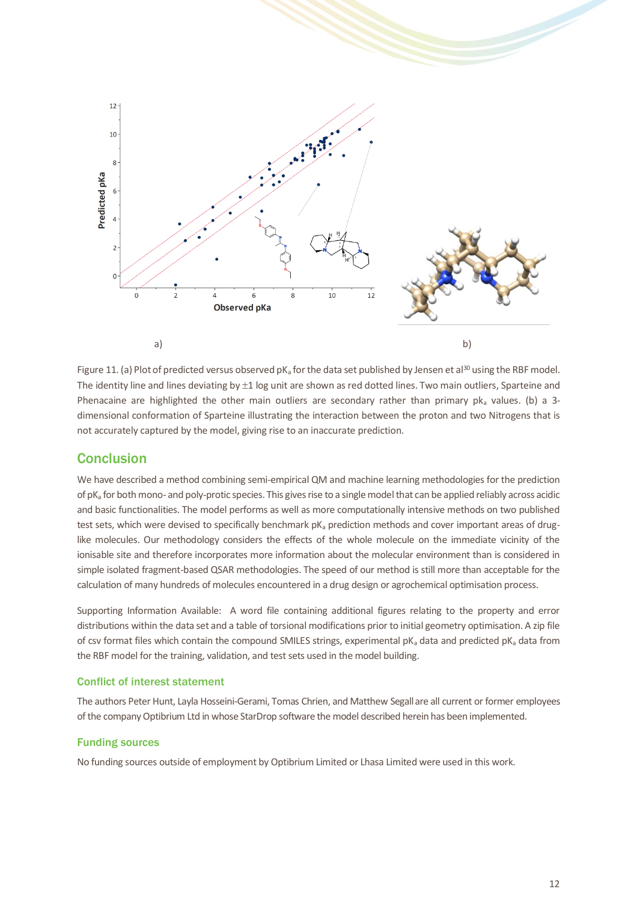a) b)

Figure 11. (a) Plot of predicted versus observed p$K_a$ for the data set published by Jensen et al[30] using the RBF model. The identity line and lines deviating by ±1 log unit are shown as red dotted lines. Two main outliers, Sparteine and Phenacaine are highlighted the other main outliers are secondary rather than primary p$k_a$ values. (b) a 3-dimensional conformation of Sparteine illustrating the interaction between the proton and two Nitrogens that is not accurately captured by the model, giving rise to an inaccurate prediction.

## Conclusion

We have described a method combining semi-empirical QM and machine learning methodologies for the prediction of p$K_a$ for both mono- and poly-protic species. This gives rise to a single model that can be applied reliably across acidic and basic functionalities. The model performs as well as more computationally intensive methods on two published test sets, which were devised to specifically benchmark p$K_a$ prediction methods and cover important areas of drug-like molecules. Our methodology considers the effects of the whole molecule on the immediate vicinity of the ionisable site and therefore incorporates more information about the molecular environment than is considered in simple isolated fragment-based QSAR methodologies. The speed of our method is still more than acceptable for the calculation of many hundreds of molecules encountered in a drug design or agrochemical optimisation process.

Supporting Information Available: A word file containing additional figures relating to the property and error distributions within the data set and a table of torsional modifications prior to initial geometry optimisation. A zip file of csv format files which contain the compound SMILES strings, experimental p$K_a$ data and predicted p$K_a$ data from the RBF model for the training, validation, and test sets used in the model building.

### Conflict of interest statement

The authors Peter Hunt, Layla Hosseini-Gerami, Tomas Chrien, and Matthew Segall are all current or former employees of the company Optibrium Ltd in whose StarDrop software the model described herein has been implemented.

### Funding sources

No funding sources outside of employment by Optibrium Limited or Lhasa Limited were used in this work.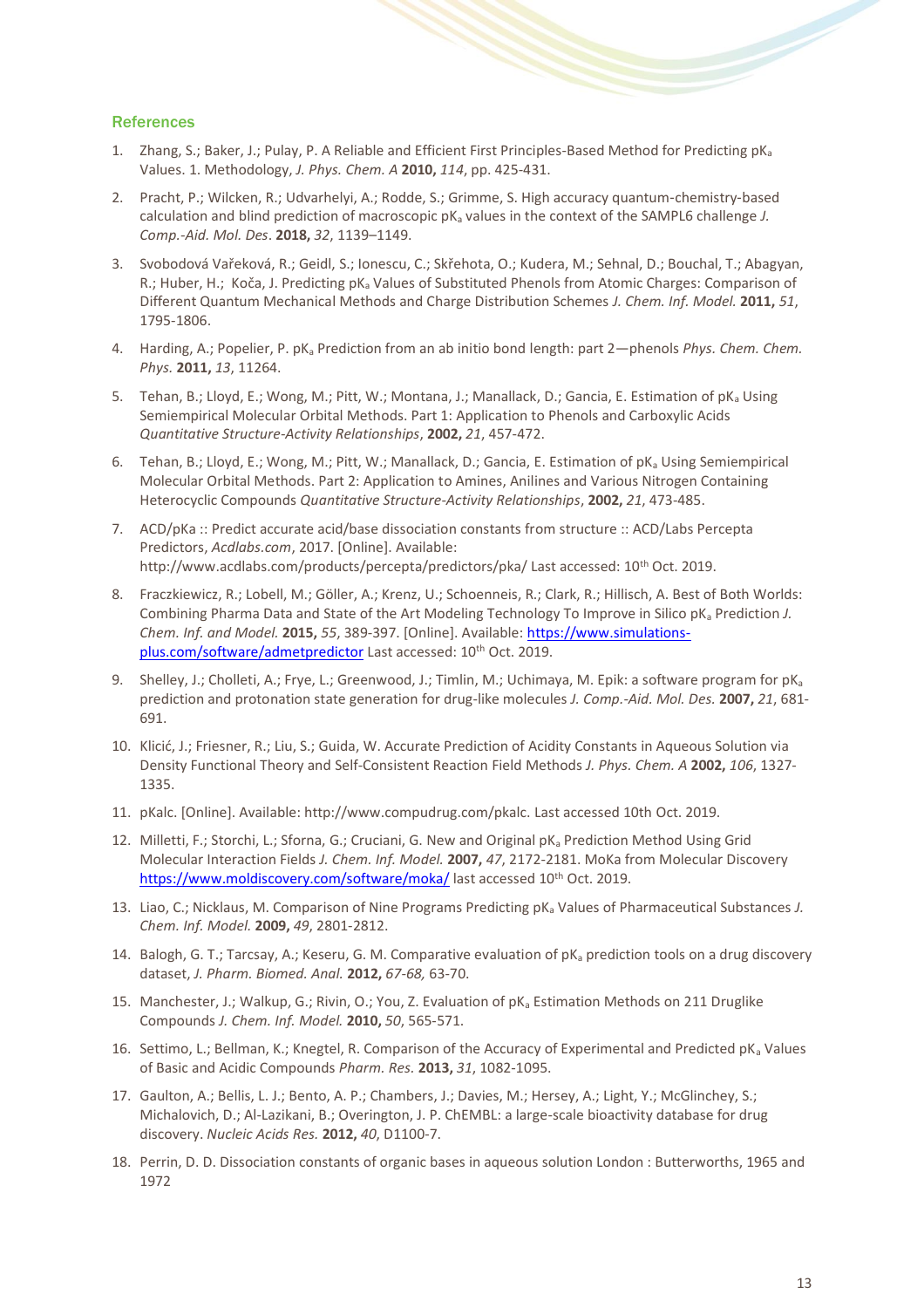## References

1. Zhang, S.; Baker, J.; Pulay, P. A Reliable and Efficient First Principles-Based Method for Predicting $pK_a$ Values. 1. Methodology, *J. Phys. Chem. A* **2010,** *114*, pp. 425-431.

2. Pracht, P.; Wilcken, R.; Udvarhelyi, A.; Rodde, S.; Grimme, S. High accuracy quantum-chemistry-based calculation and blind prediction of macroscopic $pK_a$ values in the context of the SAMPL6 challenge *J. Comp.-Aid. Mol. Des*. **2018,** *32*, 1139–1149.

3. Svobodová Vařeková, R.; Geidl, S.; Ionescu, C.; Skřehota, O.; Kudera, M.; Sehnal, D.; Bouchal, T.; Abagyan, R.; Huber, H.; Koča, J. Predicting $pK_a$ Values of Substituted Phenols from Atomic Charges: Comparison of Different Quantum Mechanical Methods and Charge Distribution Schemes *J. Chem. Inf. Model.* **2011,** *51*, 1795-1806.

4. Harding, A.; Popelier, P. $pK_a$ Prediction from an ab initio bond length: part 2—phenols *Phys. Chem. Chem. Phys.* **2011,** *13*, 11264.

5. Tehan, B.; Lloyd, E.; Wong, M.; Pitt, W.; Montana, J.; Manallack, D.; Gancia, E. Estimation of $pK_a$ Using Semiempirical Molecular Orbital Methods. Part 1: Application to Phenols and Carboxylic Acids *Quantitative Structure-Activity Relationships*, **2002,** *21*, 457-472.

6. Tehan, B.; Lloyd, E.; Wong, M.; Pitt, W.; Manallack, D.; Gancia, E. Estimation of $pK_a$ Using Semiempirical Molecular Orbital Methods. Part 2: Application to Amines, Anilines and Various Nitrogen Containing Heterocyclic Compounds *Quantitative Structure-Activity Relationships*, **2002,** *21*, 473-485.

7. ACD/pKa :: Predict accurate acid/base dissociation constants from structure :: ACD/Labs Percepta Predictors, *Acdlabs.com*, 2017. [Online]. Available: http://www.acdlabs.com/products/percepta/predictors/pka/ Last accessed: 10th Oct. 2019.

8. Fraczkiewicz, R.; Lobell, M.; Göller, A.; Krenz, U.; Schoenneis, R.; Clark, R.; Hillisch, A. Best of Both Worlds: Combining Pharma Data and State of the Art Modeling Technology To Improve in Silico $pK_a$ Prediction *J. Chem. Inf. and Model.* **2015,** *55*, 389-397. [Online]. Available: https://www.simulations-plus.com/software/admetpredictor Last accessed: 10th Oct. 2019.

9. Shelley, J.; Cholleti, A.; Frye, L.; Greenwood, J.; Timlin, M.; Uchimaya, M. Epik: a software program for $pK_a$ prediction and protonation state generation for drug-like molecules *J. Comp.-Aid. Mol. Des.* **2007,** *21*, 681-691.

10. Klicić, J.; Friesner, R.; Liu, S.; Guida, W. Accurate Prediction of Acidity Constants in Aqueous Solution via Density Functional Theory and Self-Consistent Reaction Field Methods *J. Phys. Chem. A* **2002,** *106*, 1327-1335.

11. pKalc. [Online]. Available: http://www.compudrug.com/pkalc. Last accessed 10th Oct. 2019.

12. Milletti, F.; Storchi, L.; Sforna, G.; Cruciani, G. New and Original $pK_a$ Prediction Method Using Grid Molecular Interaction Fields *J. Chem. Inf. Model.* **2007,** *47*, 2172-2181. MoKa from Molecular Discovery https://www.moldiscovery.com/software/moka/ last accessed 10th Oct. 2019.

13. Liao, C.; Nicklaus, M. Comparison of Nine Programs Predicting $pK_a$ Values of Pharmaceutical Substances *J. Chem. Inf. Model.* **2009,** *49*, 2801-2812.

14. Balogh, G. T.; Tarcsay, A.; Keseru, G. M. Comparative evaluation of $pK_a$ prediction tools on a drug discovery dataset, *J. Pharm. Biomed. Anal.* **2012,** *67-68,* 63-70.

15. Manchester, J.; Walkup, G.; Rivin, O.; You, Z. Evaluation of $pK_a$ Estimation Methods on 211 Druglike Compounds *J. Chem. Inf. Model.* **2010,** *50*, 565-571.

16. Settimo, L.; Bellman, K.; Knegtel, R. Comparison of the Accuracy of Experimental and Predicted $pK_a$ Values of Basic and Acidic Compounds *Pharm. Res.* **2013,** *31*, 1082-1095.

17. Gaulton, A.; Bellis, L. J.; Bento, A. P.; Chambers, J.; Davies, M.; Hersey, A.; Light, Y.; McGlinchey, S.; Michalovich, D.; Al-Lazikani, B.; Overington, J. P. ChEMBL: a large-scale bioactivity database for drug discovery. *Nucleic Acids Res.* **2012,** *40*, D1100-7.

18. Perrin, D. D. Dissociation constants of organic bases in aqueous solution London : Butterworths, 1965 and 1972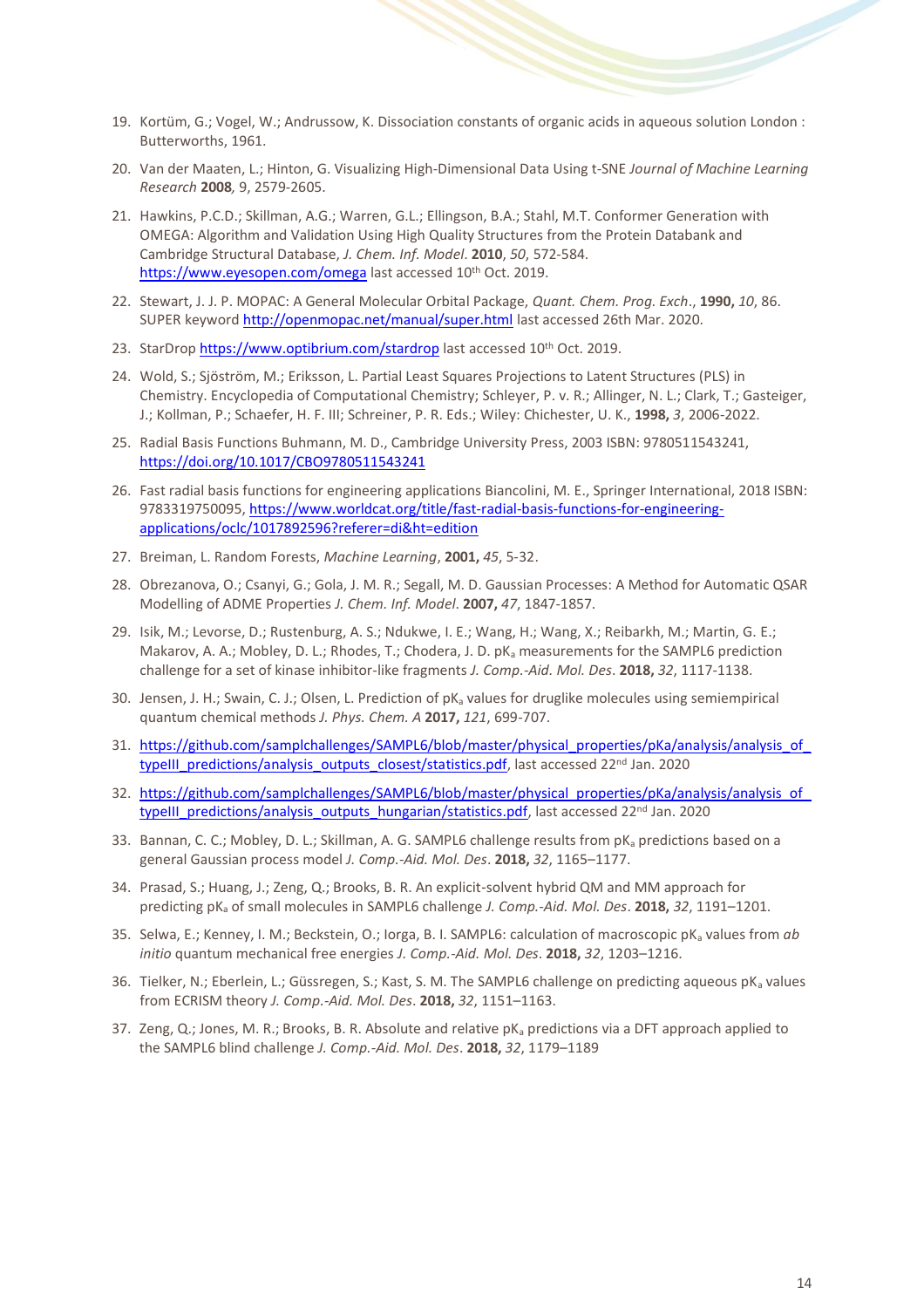19. Kortüm, G.; Vogel, W.; Andrussow, K. Dissociation constants of organic acids in aqueous solution London : Butterworths, 1961.

20. Van der Maaten, L.; Hinton, G. Visualizing High-Dimensional Data Using t-SNE *Journal of Machine Learning Research* **2008**, 9, 2579-2605.

21. Hawkins, P.C.D.; Skillman, A.G.; Warren, G.L.; Ellingson, B.A.; Stahl, M.T. Conformer Generation with OMEGA: Algorithm and Validation Using High Quality Structures from the Protein Databank and Cambridge Structural Database, *J. Chem. Inf. Model*. **2010**, *50*, 572-584. https://www.eyesopen.com/omega last accessed 10th Oct. 2019.

22. Stewart, J. J. P. MOPAC: A General Molecular Orbital Package, *Quant. Chem. Prog. Exch*., **1990,** *10*, 86. SUPER keyword http://openmopac.net/manual/super.html last accessed 26th Mar. 2020.

23. StarDrop https://www.optibrium.com/stardrop last accessed 10th Oct. 2019.

24. Wold, S.; Sjöström, M.; Eriksson, L. Partial Least Squares Projections to Latent Structures (PLS) in Chemistry. Encyclopedia of Computational Chemistry; Schleyer, P. v. R.; Allinger, N. L.; Clark, T.; Gasteiger, J.; Kollman, P.; Schaefer, H. F. III; Schreiner, P. R. Eds.; Wiley: Chichester, U. K., **1998,** *3*, 2006-2022.

25. Radial Basis Functions Buhmann, M. D., Cambridge University Press, 2003 ISBN: 9780511543241, https://doi.org/10.1017/CBO9780511543241

26. Fast radial basis functions for engineering applications Biancolini, M. E., Springer International, 2018 ISBN: 9783319750095, https://www.worldcat.org/title/fast-radial-basis-functions-for-engineering-applications/oclc/1017892596?referer=di&ht=edition

27. Breiman, L. Random Forests, *Machine Learning*, **2001,** *45*, 5-32.

28. Obrezanova, O.; Csanyi, G.; Gola, J. M. R.; Segall, M. D. Gaussian Processes: A Method for Automatic QSAR Modelling of ADME Properties *J. Chem. Inf. Model*. **2007,** *47*, 1847-1857.

29. Isik, M.; Levorse, D.; Rustenburg, A. S.; Ndukwe, I. E.; Wang, H.; Wang, X.; Reibarkh, M.; Martin, G. E.; Makarov, A. A.; Mobley, D. L.; Rhodes, T.; Chodera, J. D. p$K_a$ measurements for the SAMPL6 prediction challenge for a set of kinase inhibitor-like fragments *J. Comp.-Aid. Mol. Des*. **2018,** *32*, 1117-1138.

30. Jensen, J. H.; Swain, C. J.; Olsen, L. Prediction of p$K_a$ values for druglike molecules using semiempirical quantum chemical methods *J. Phys. Chem. A* **2017,** *121*, 699-707.

31. https://github.com/samplchallenges/SAMPL6/blob/master/physical_properties/pKa/analysis/analysis_of_typeIII_predictions/analysis_outputs_closest/statistics.pdf, last accessed 22nd Jan. 2020

32. https://github.com/samplchallenges/SAMPL6/blob/master/physical_properties/pKa/analysis/analysis_of_typeIII_predictions/analysis_outputs_hungarian/statistics.pdf, last accessed 22nd Jan. 2020

33. Bannan, C. C.; Mobley, D. L.; Skillman, A. G. SAMPL6 challenge results from p$K_a$ predictions based on a general Gaussian process model *J. Comp.-Aid. Mol. Des*. **2018,** *32*, 1165–1177.

34. Prasad, S.; Huang, J.; Zeng, Q.; Brooks, B. R. An explicit-solvent hybrid QM and MM approach for predicting p$K_a$ of small molecules in SAMPL6 challenge *J. Comp.-Aid. Mol. Des*. **2018,** *32*, 1191–1201.

35. Selwa, E.; Kenney, I. M.; Beckstein, O.; Iorga, B. I. SAMPL6: calculation of macroscopic p$K_a$ values from *ab initio* quantum mechanical free energies *J. Comp.-Aid. Mol. Des*. **2018,** *32*, 1203–1216.

36. Tielker, N.; Eberlein, L.; Güssregen, S.; Kast, S. M. The SAMPL6 challenge on predicting aqueous p$K_a$ values from ECRISM theory *J. Comp.-Aid. Mol. Des*. **2018,** *32*, 1151–1163.

37. Zeng, Q.; Jones, M. R.; Brooks, B. R. Absolute and relative p$K_a$ predictions via a DFT approach applied to the SAMPL6 blind challenge *J. Comp.-Aid. Mol. Des*. **2018,** *32*, 1179–1189